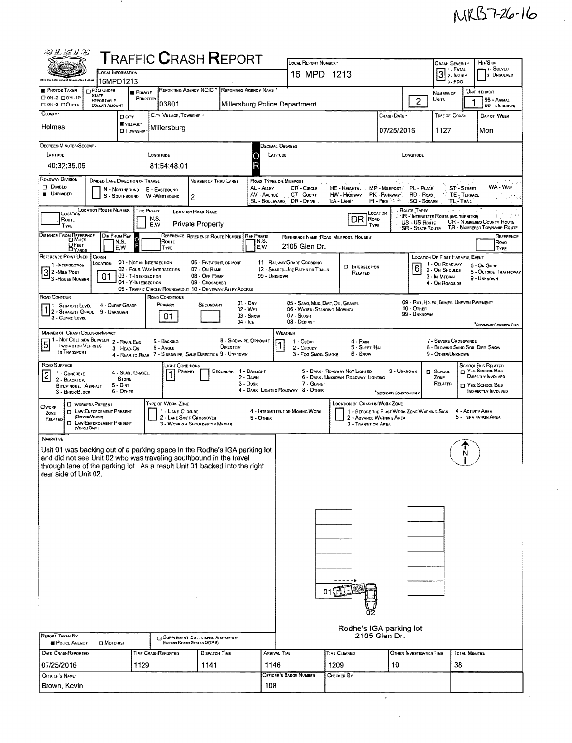MRB 7-26-16

# TRAFFIC CRASH REPORT

| Field | Value |
|---|---|
| Local Information | 16MPD1213 |
| Local Report Number | 16 MPD 1213 |
| Crash Severity (1 - Fatal, 2 - Injury, 3 - PDO) | 3 |
| Hit/Skip (1 - Solved, 2 - Unsolved) | |
| Photos Taken | |
| PDO Under State Reportable Dollar Amount | |
| Private Property | ■ |
| Reporting Agency NCIC | 03801 |
| Reporting Agency Name | Millersburg Police Department |
| Number of Units | 2 |
| Unit in Error (98 - Animal, 99 - Unknown) | 1 |
| County | Holmes |
| City, Village, Township | ■ Village — Millersburg |
| Crash Date | 07/25/2016 |
| Time of Crash | 1127 |
| Day of Week | Mon |
| Latitude (Degrees/Minutes/Seconds) | 40:32:35.05 |
| Longitude (Degrees/Minutes/Seconds) | 81:54:48.01 |
| Roadway Division | ■ Undivided |
| Number of Thru Lanes | 2 |
| Location Road Name | Private Property |
| Location Road Type | DR |
| Reference Name (Road, Milepost, House #) | 2105 Glen Dr. |
| Reference Point Used | 3 - House Number |
| Crash Location | 01 - Not an Intersection |
| Location of First Harmful Event | 6 - Outside Trafficway |
| Road Contour | 1 - Straight Level |
| Road Conditions (Primary) | 01 - Dry |
| Manner of Crash Collision/Impact | 5 - Backing |
| Weather | 1 - Clear |
| Road Surface | 2 - Blacktop, Bituminous, Asphalt |
| Light Conditions (Primary) | 1 - Daylight |

## Narrative

Unit 01 was backing out of a parking space in the Rodhe's IGA parking lot and did not see Unit 02 who was traveling southbound in the travel through lane of the parking lot. As a result Unit 01 backed into the right rear side of Unit 02.

Rodhe's IGA parking lot
2105 Glen Dr.

| Field | Value |
|---|---|
| Report Taken By | ■ Police Agency |
| Date Crash Reported | 07/25/2016 |
| Time Crash Reported | 1129 |
| Dispatch Time | 1141 |
| Arrival Time | 1146 |
| Time Cleared | 1209 |
| Other Investigation Time | 10 |
| Total Minutes | 38 |
| Officer's Name | Brown, Kevin |
| Officer's Badge Number | 108 |
| Checked By | |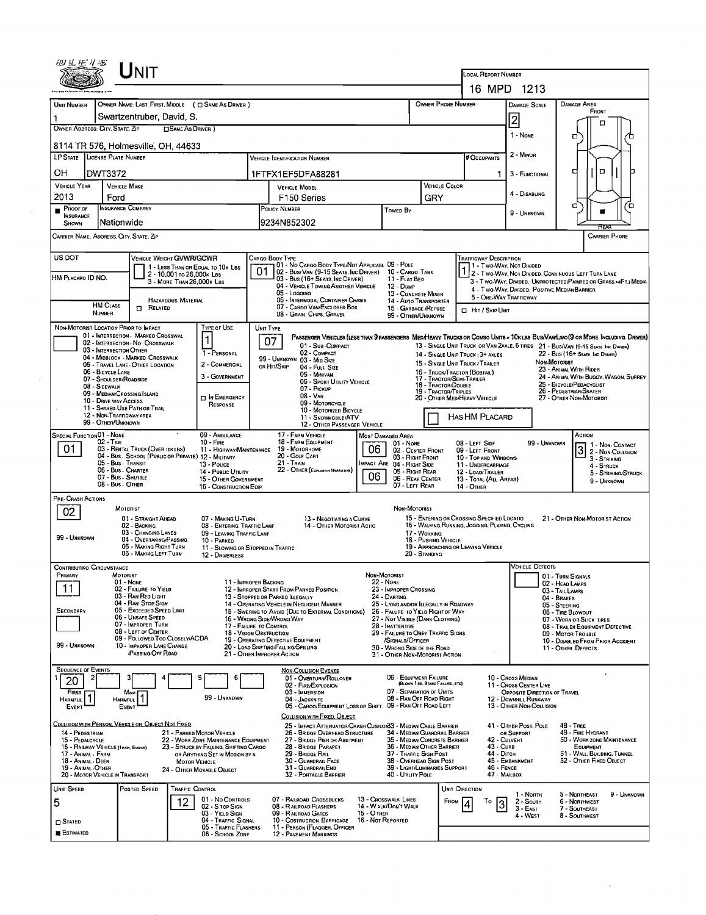# UNIT

**Local Report Number:** 16 MPD 1213

| Unit Number | Owner Name: Last, First, Middle (☐ Same as Driver) | Owner Phone Number | Damage Scale | Damage Area |
|---|---|---|---|---|
| 1 | Swartzentruber, David, S. | | 2 | Front |

**Owner Address: City, State, Zip** (☐ Same as Driver): 8114 TR 576, Holmesville, OH, 44633

Damage Scale: 1 - None, 2 - Minor, 3 - Functional, 4 - Disabling, 9 - Unknown

| LP State | License Plate Number | Vehicle Identification Number | # Occupants |
|---|---|---|---|
| OH | DWT3372 | 1FTFX1EF5DFA88281 | 1 |

| Vehicle Year | Vehicle Make | Vehicle Model | Vehicle Color |
|---|---|---|---|
| 2013 | Ford | F150 Series | GRY |

| Proof of Insurance Shown | Insurance Company | Policy Number | Towed By |
|---|---|---|---|
| ■ | Nationwide | 9234N852302 | |

**Carrier Name, Address, City, State, Zip:**

**Carrier Phone:**

**US DOT:**

**HM Placard ID No.:**

**HM Class Number:** ☐ Related (Hazardous Material)

**Vehicle Weight GVWR/GCWR:** 1 - Less Than or Equal to 10K Lbs; 2 - 10,001 to 26,000K Lbs; 3 - More Than 26,000K Lbs

**Cargo Body Type:** 01
01 - No Cargo Body Type/Not Applicable; 02 - Bus/Van (9-15 Seats, Inc Driver); 03 - Bus (16+ Seats, Inc Driver); 04 - Vehicle Towing Another Vehicle; 05 - Logging; 06 - Intermodal Container Chassis; 07 - Cargo Van/Enclosed Box; 08 - Grain, Chips, Gravel; 09 - Pole; 10 - Cargo Tank; 11 - Flat Bed; 12 - Dump; 13 - Concrete Mixer; 14 - Auto Transporter; 15 - Garbage/Refuse; 99 - Other/Unknown

**Trafficway Description:** 1
1 - Two-Way, Not Divided; 2 - Two-Way, Not Divided, Continuous Left Turn Lane; 3 - Two-Way, Divided, Unprotected (Painted or Grass >4Ft.) Media; 4 - Two-Way, Divided, Positive Median Barrier; 5 - One-Way Trafficway

☐ Hit / Skip Unit

**Non-Motorist Location Prior to Impact:**
01 - Intersection - Marked Crosswalk; 02 - Intersection - No Crosswalk; 03 - Intersection Other; 04 - Midblock - Marked Crosswalk; 05 - Travel Lane - Other Location; 06 - Bicycle Lane; 07 - Shoulder/Roadside; 08 - Sidewalk; 09 - Median/Crossing Island; 10 - Drive Way Access; 11 - Shared-Use Path or Trail; 12 - Non-Trafficway Area; 99 - Other/Unknown

**Type of Use:** 1
1 - Personal; 2 - Commercial; 3 - Government; ☐ In Emergency Response

**Unit Type:** 07
Passenger Vehicles (Less than 9 passengers): 01 - Sub-Compact; 02 - Compact; 99 - Unknown 03 - Mid Size or Hit/Skip; 04 - Full Size; 05 - Minivan; 06 - Sport Utility Vehicle; 07 - Pickup; 08 - Van; 09 - Motorcycle; 10 - Motorized Bicycle; 11 - Snowmobile/ATV; 12 - Other Passenger Vehicle
Med/Heavy Trucks or Combo Units > 10K lbs Bus/Van/Limo (9 or More Including Driver): 13 - Single Unit Truck or Van 2Axle, 6 Tires; 14 - Single Unit Truck; 3+ Axles; 15 - Single Unit Truck / Trailer; 16 - Truck/Tractor (Bobtail); 17 - Tractor/Semi-Trailer; 18 - Tractor/Double; 19 - Tractor/Triples; 20 - Other Med/Heavy Vehicle; 21 - Bus/Van (9-15 Seats, Inc Driver); 22 - Bus (16+ Seats, Inc Driver)
Non-Motorist: 23 - Animal With Rider; 24 - Animal With Buggy, Wagon, Surrey; 25 - Bicycle/Pedacyclist; 26 - Pedestrian/Skater; 27 - Other Non-Motorist

☐ Has HM Placard

**Special Function:** 01
01 - None; 02 - Taxi; 03 - Rental Truck (Over 10K lbs); 04 - Bus - School (Public or Private); 05 - Bus - Transit; 06 - Bus - Charter; 07 - Bus - Shuttle; 08 - Bus - Other; 09 - Ambulance; 10 - Fire; 11 - Highway/Maintenance; 12 - Military; 13 - Police; 14 - Public Utility; 15 - Other Government; 16 - Construction Eqip.; 17 - Farm Vehicle; 18 - Farm Equipment; 19 - Motorhome; 20 - Golf Cart; 21 - Train; 22 - Other (Explain in Narrative)

**Most Damaged Area:** 06
**Impact Are:** 06
01 - None; 02 - Center Front; 03 - Right Front; 04 - Right Side; 05 - Right Rear; 06 - Rear Center; 07 - Left Rear; 08 - Left Side; 09 - Left Front; 10 - Top and Windows; 11 - Undercarriage; 12 - Load/Trailer; 13 - Total (All Areas); 14 - Other; 99 - Unknown

**Action:** 3
1 - Non-Contact; 2 - Non-Collision; 3 - Striking; 4 - Struck; 5 - Striking/Struck; 9 - Unknown

**Pre-Crash Actions:** 02
Motorist: 01 - Straight Ahead; 02 - Backing; 03 - Changing Lanes; 04 - Overtaking/Passing; 05 - Making Right Turn; 06 - Making Left Turn; 07 - Making U-Turn; 08 - Entering Traffic Lane; 09 - Leaving Traffic Lane; 10 - Parked; 11 - Slowing or Stopped in Traffic; 12 - Driverless; 13 - Negotiating a Curve; 14 - Other Motorist Actio; 99 - Unknown
Non-Motorist: 15 - Entering or Crossing Specified Locatio; 16 - Walking, Running, Jogging, Playing, Cycling; 17 - Working; 18 - Pushing Vehicle; 19 - Approaching or Leaving Vehicle; 20 - Standing; 21 - Other Non-Motorist Action

**Contributing Circumstance**
Primary: 11
Secondary:
Motorist: 01 - None; 02 - Failure to Yield; 03 - Ran Red Light; 04 - Ran Stop Sign; 05 - Exceeded Speed Limit; 06 - Unsafe Speed; 07 - Improper Turn; 08 - Left of Center; 09 - Followed Too Closely/ACDA; 10 - Improper Lane Change /Passing/Off Road; 11 - Improper Backing; 12 - Improper Start From Parked Position; 13 - Stopped or Parked Illegally; 14 - Operating Vehicle in Negligent Manner; 15 - Swering to Avoid (Due to External Conditions); 16 - Wrong Side/Wrong Way; 17 - Failure to Control; 18 - Vision Obstruction; 19 - Operating Defective Equipment; 20 - Load Shifting/Falling/Spilling; 21 - Other Improper Action; 99 - Unknown
Non-Motorist: 22 - None; 23 - Improper Crossing; 24 - Darting; 25 - Lying and/or Illegally in Roadway; 26 - Failure to Yield Right of Way; 27 - Not Visible (Dark Clothing); 28 - Inattentive; 29 - Failure to Obey Traffic Signs /Signals/Officer; 30 - Wrong Side of the Road; 31 - Other Non-Motorist Action

**Vehicle Defects:** 01 - Turn Signals; 02 - Head Lamps; 03 - Tail Lamps; 04 - Brakes; 05 - Steering; 06 - Tire Blowout; 07 - Worn or Slick Tires; 08 - Trailer Equipment Defective; 09 - Motor Trouble; 10 - Disabled From Prior Accident; 11 - Other Defects

**Sequence of Events:** 1: 20; 2: ; 3: ; 4: ; 5: ; 6:
First Harmful Event: 1; Most Harmful Event: 1; 99 - Unknown

Non-Collision Events: 01 - Overturn/Rollover; 02 - Fire/Explosion; 03 - Immersion; 04 - Jackknife; 05 - Cargo/Equipment Loss or Shift; 06 - Equipment Failure (Blown Tire, Brake Failure, etc); 07 - Separation of Units; 08 - Ran Off Road Right; 09 - Ran Off Road Left; 10 - Cross Median; 11 - Cross Center Line Opposite Direction of Travel; 12 - Downhill Runaway; 13 - Other Non-Collision

Collision with Person, Vehicle or Object Not Fixed: 14 - Pedestrian; 15 - Pedalcycle; 16 - Railway Vehicle (Train, Engine); 17 - Animal - Farm; 18 - Animal - Deer; 19 - Animal - Other; 20 - Motor Vehicle in Transport; 21 - Parked Motor Vehicle; 22 - Work Zone Maintenance Equipment; 23 - Struck by Falling, Shifting Cargo or Anything Set in Motion by a Motor Vehicle; 24 - Other Movable Object

Collision with Fixed, Object: 25 - Impact Attenuator/Crash Cushion; 26 - Bridge Overhead Structure; 27 - Bridge Pier or Abutment; 28 - Bridge Parapet; 29 - Bridge Rail; 30 - Guardrail Face; 31 - Guardrail End; 32 - Portable Barrier; 33 - Median Cable Barrier; 34 - Median Guardrail Barrier; 35 - Median Concrete Barrier; 36 - Median Other Barrier; 37 - Traffic Sign Post; 38 - Overhead Sign Post; 39 - Light/Luminaries Support; 40 - Utility Pole; 41 - Other Post, Pole or Support; 42 - Culvert; 43 - Curb; 44 - Ditch; 45 - Embankment; 46 - Fence; 47 - Mailbox; 48 - Tree; 49 - Fire Hydrant; 50 - Work Zone Maintenance Equipment; 51 - Wall, Building, Tunnel; 52 - Other Fixed Object

**Unit Speed:** 5 (☐ Stated, ■ Estimated)

**Posted Speed:**

**Traffic Control:** 12
01 - No Controls; 02 - Stop Sign; 03 - Yield Sign; 04 - Traffic Signal; 05 - Traffic Flashers; 06 - School Zone; 07 - Railroad Crossbucks; 08 - Railroad Flashers; 09 - Railroad Gates; 10 - Costruction Barricade; 11 - Person (Flagger, Officer); 12 - Pavement Markings; 13 - Crosswalk Lines; 14 - Walk/Don't Walk; 15 - Other; 16 - Not Reported

**Unit Direction:** From 4 To 3
1 - North; 2 - South; 3 - East; 4 - West; 5 - Northeast; 6 - Northwest; 7 - Southeast; 8 - Southwest; 9 - Unknown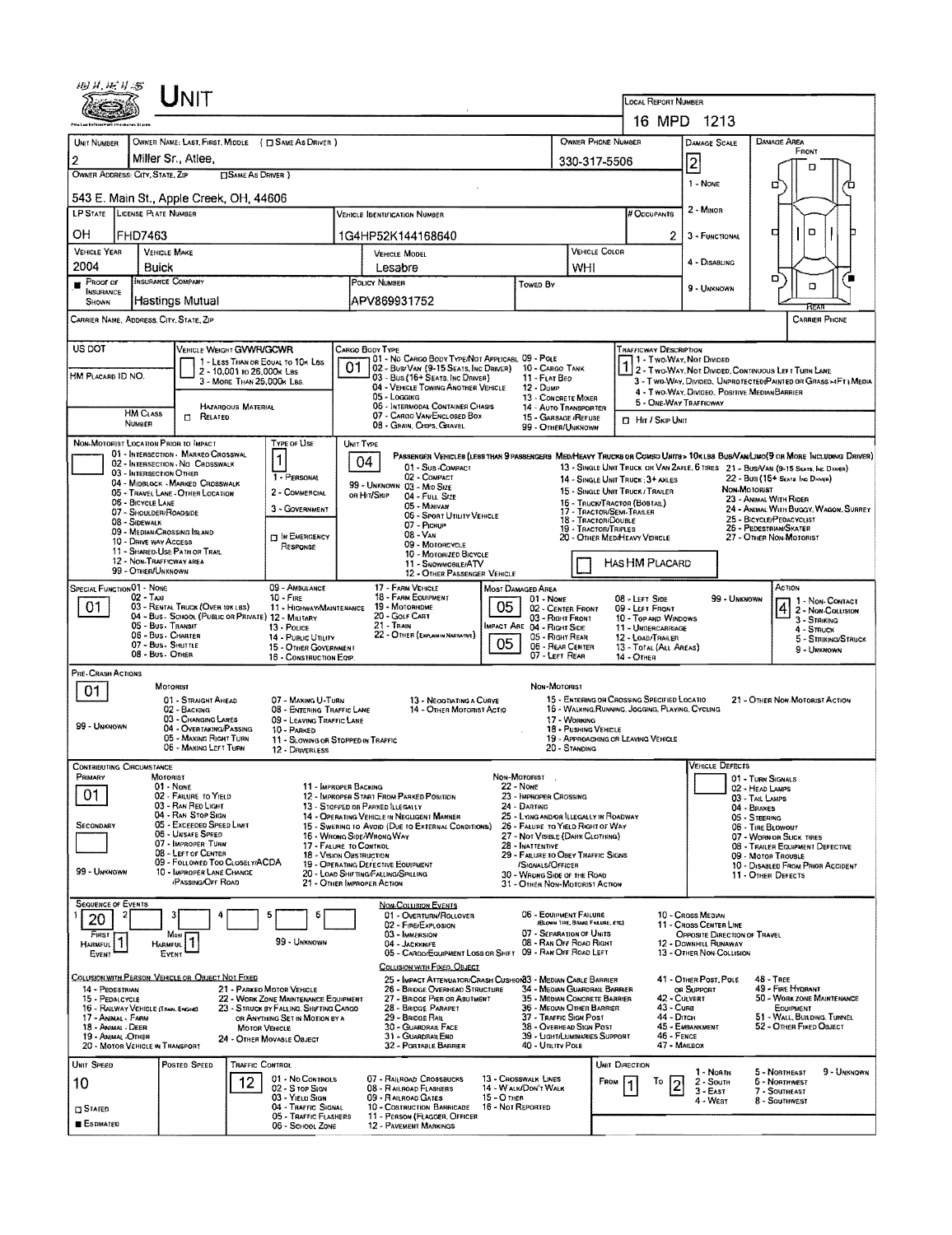# UNIT

**LOCAL REPORT NUMBER:** 16 MPD 1213

| UNIT NUMBER | OWNER NAME: LAST, FIRST, MIDDLE ( ☐ SAME AS DRIVER ) | OWNER PHONE NUMBER | DAMAGE SCALE | DAMAGE AREA |
|---|---|---|---|---|
| 2 | Miller Sr., Atlee, | 330-317-5506 | 2 | FRONT / REAR |

**OWNER ADDRESS: CITY, STATE, ZIP** ☐ SAME AS DRIVER )
543 E. Main St., Apple Creek, OH, 44606

Damage Scale: 1 - NONE; 2 - MINOR; 3 - FUNCTIONAL; 4 - DISABLING; 9 - UNKNOWN

| LP STATE | LICENSE PLATE NUMBER | VEHICLE IDENTIFICATION NUMBER | # OCCUPANTS |
|---|---|---|---|
| OH | FHD7463 | 1G4HP52K144168640 | 2 |

| VEHICLE YEAR | VEHICLE MAKE | VEHICLE MODEL | VEHICLE COLOR |
|---|---|---|---|
| 2004 | Buick | Lesabre | WHI |

| PROOF OF INSURANCE SHOWN | INSURANCE COMPANY | POLICY NUMBER | TOWED BY |
|---|---|---|---|
| ■ | Hastings Mutual | APV869931752 | |

CARRIER NAME, ADDRESS, CITY, STATE, ZIP — CARRIER PHONE

US DOT — VEHICLE WEIGHT GVWR/GCWR: 1 - LESS THAN OR EQUAL TO 10K LBS; 2 - 10,001 TO 26,000K LBS; 3 - MORE THAN 26,000K LBS.

HM PLACARD ID NO. — HM CLASS NUMBER — ☐ RELATED — HAZARDOUS MATERIAL

CARGO BODY TYPE: **01**
01 - NO CARGO BODY TYPE/NOT APPLICABLE; 02 - BUS/VAN (9-15 SEATS, INC DRIVER); 03 - BUS (16+ SEATS, INC DRIVER); 04 - VEHICLE TOWING ANOTHER VEHICLE; 05 - LOGGING; 06 - INTERMODAL CONTAINER CHASIS; 07 - CARGO VAN/ENCLOSED BOX; 08 - GRAIN, CHIPS, GRAVEL; 09 - POLE; 10 - CARGO TANK; 11 - FLAT BED; 12 - DUMP; 13 - CONCRETE MIXER; 14 - AUTO TRANSPORTER; 15 - GARBAGE/REFUSE; 99 - OTHER/UNKNOWN

TRAFFICWAY DESCRIPTION: **1**
1 - TWO-WAY, NOT DIVIDED; 2 - TWO-WAY, NOT DIVIDED, CONTINUOUS LEFT TURN LANE; 3 - TWO-WAY, DIVIDED, UNPROTECTED (PAINTED OR GRASS >4FT.) MEDIA; 4 - TWO-WAY, DIVIDED, POSITIVE MEDIAN BARRIER; 5 - ONE-WAY TRAFFICWAY
☐ HIT / SKIP UNIT

NON-MOTORIST LOCATION PRIOR TO IMPACT: 01 - INTERSECTION - MARKED CROSSWAL; 02 - INTERSECTION - NO CROSSWALK; 03 - INTERSECTION OTHER; 04 - MIDBLOCK - MARKED CROSSWALK; 05 - TRAVEL LANE - OTHER LOCATION; 06 - BICYCLE LANE; 07 - SHOULDER/ROADSIDE; 08 - SIDEWALK; 09 - MEDIAN/CROSSING ISLAND; 10 - DRIVE WAY ACCESS; 11 - SHARED-USE PATH OR TRAIL; 12 - NON-TRAFFICWAY AREA; 99 - OTHER/UNKNOWN

TYPE OF USE: **1** — 1 - PERSONAL; 2 - COMMERCIAL; 3 - GOVERNMENT; ☐ IN EMERGENCY RESPONSE

UNIT TYPE: **04**
PASSENGER VEHICLES (LESS THAN 9 PASSENGERS MED/HEAVY TRUCKS OR COMBO UNITS > 10K LBS BUS/VAN/LIMO(9 OR MORE INCLUDING DRIVER): 01 - SUB-COMPACT; 02 - COMPACT; 99 - UNKNOWN 03 - MID SIZE; OR HIT/SKIP 04 - FULL SIZE; 05 - MINIVAN; 06 - SPORT UTILITY VEHICLE; 07 - PICKUP; 08 - VAN; 09 - MOTORCYCLE; 10 - MOTORIZED BICYCLE; 11 - SNOWMOBILE/ATV; 12 - OTHER PASSENGER VEHICLE; 13 - SINGLE UNIT TRUCK OR VAN 2AXLE, 6 TIRES; 14 - SINGLE UNIT TRUCK: 3+ AXLES; 15 - SINGLE UNIT TRUCK / TRAILER; 16 - TRUCK/TRACTOR (BOBTAIL); 17 - TRACTOR/SEMI-TRAILER; 18 - TRACTOR/DOUBLE; 19 - TRACTOR/TRIPLES; 20 - OTHER MED/HEAVY VEHICLE; 21 - BUS/VAN (9-15 SEATS, INC DRIVER); 22 - BUS (16+ SEATS, INC DRIVER); NON-MOTORIST: 23 - ANIMAL WITH RIDER; 24 - ANIMAL WITH BUGGY, WAGON, SURREY; 25 - BICYCLE/PEDACYCLIST; 26 - PEDESTRIAN/SKATER; 27 - OTHER NON-MOTORIST
☐ HAS HM PLACARD

SPECIAL FUNCTION: **01**
01 - NONE; 02 - TAXI; 03 - RENTAL TRUCK (OVER 10K LBS); 04 - BUS - SCHOOL (PUBLIC OR PRIVATE); 05 - BUS - TRANSIT; 06 - BUS - CHARTER; 07 - BUS - SHUTTLE; 08 - BUS - OTHER; 09 - AMBULANCE; 10 - FIRE; 11 - HIGHWAY/MAINTENANCE; 12 - MILITARY; 13 - POLICE; 14 - PUBLIC UTILITY; 15 - OTHER GOVERNMENT; 16 - CONSTRUCTION EQIP.; 17 - FARM VEHICLE; 18 - FARM EQUIPMENT; 19 - MOTORHOME; 20 - GOLF CART; 21 - TRAIN; 22 - OTHER (EXPLAIN IN NARRATIVE)

MOST DAMAGED AREA: **05** — IMPACT ARE: **05**
01 - NONE; 02 - CENTER FRONT; 03 - RIGHT FRONT; 04 - RIGHT SIDE; 05 - RIGHT REAR; 06 - REAR CENTER; 07 - LEFT REAR; 08 - LEFT SIDE; 09 - LEFT FRONT; 10 - TOP AND WINDOWS; 11 - UNDERCARRIAGE; 12 - LOAD/TRAILER; 13 - TOTAL (ALL AREAS); 14 - OTHER; 99 - UNKNOWN

ACTION: **4**
1 - NON-CONTACT; 2 - NON-COLLISION; 3 - STRIKING; 4 - STRUCK; 5 - STRIKING/STRUCK; 9 - UNKNOWN

PRE-CRASH ACTIONS: **01**
MOTORIST: 01 - STRAIGHT AHEAD; 02 - BACKING; 03 - CHANGING LANES; 04 - OVERTAKING/PASSING; 05 - MAKING RIGHT TURN; 06 - MAKING LEFT TURN; 07 - MAKING U-TURN; 08 - ENTERING TRAFFIC LANE; 09 - LEAVING TRAFFIC LANE; 10 - PARKED; 11 - SLOWING OR STOPPED IN TRAFFIC; 12 - DRIVERLESS; 13 - NEGOTIATING A CURVE; 14 - OTHER MOTORIST ACTIO; 99 - UNKNOWN
NON-MOTORIST: 15 - ENTERING OR CROSSING SPECIFIED LOCATIO; 16 - WALKING, RUNNING, JOGGING, PLAYING, CYCLING; 17 - WORKING; 18 - PUSHING VEHICLE; 19 - APPROACHING OR LEAVING VEHICLE; 20 - STANDING; 21 - OTHER NON-MOTORIST ACTION

CONTRIBUTING CIRCUMSTANCE: PRIMARY **01** — SECONDARY (blank)
MOTORIST: 01 - NONE; 02 - FAILURE TO YIELD; 03 - RAN RED LIGHT; 04 - RAN STOP SIGN; 05 - EXCEEDED SPEED LIMIT; 06 - UNSAFE SPEED; 07 - IMPROPER TURN; 08 - LEFT OF CENTER; 09 - FOLLOWED TOO CLOSELY/ACDA; 10 - IMPROPER LANE CHANGE /PASSING/OFF ROAD; 11 - IMPROPER BACKING; 12 - IMPROPER START FROM PARKED POSITION; 13 - STOPPED OR PARKED ILLEGALLY; 14 - OPERATING VEHICLE IN NEGLIGENT MANNER; 15 - SWERING TO AVOID (DUE TO EXTERNAL CONDITIONS); 16 - WRONG SIDE/WRONG WAY; 17 - FALURE TO CONTROL; 18 - VISION OBSTRUCTION; 19 - OPERATING DEFECTIVE EQUIPMENT; 20 - LOAD SHIFTING/FALLING/SPILLING; 21 - OTHER IMPROPER ACTION; 99 - UNKNOWN
NON-MOTORIST: 22 - NONE; 23 - IMPROPER CROSSING; 24 - DARTING; 25 - LYING AND/OR ILLEGALLY IN ROADWAY; 26 - FALURE TO YIELD RIGHT OF WAY; 27 - NOT VISIBLE (DARK CLOTHING); 28 - INATTENTIVE; 29 - FAILURE TO OBEY TRAFFIC SIGNS /SIGNALS/OFFICER; 30 - WRONG SIDE OF THE ROAD; 31 - OTHER NON-MOTORIST ACTION

VEHICLE DEFECTS: 01 - TURN SIGNALS; 02 - HEAD LAMPS; 03 - TAIL LAMPS; 04 - BRAKES; 05 - STEERING; 06 - TIRE BLOWOUT; 07 - WORN OR SLICK TIRES; 08 - TRAILER EQUIPMENT DEFECTIVE; 09 - MOTOR TROUBLE; 10 - DISABLED FROM PRIOR ACCIDENT; 11 - OTHER DEFECTS

SEQUENCE OF EVENTS: 1: **20**; 2: ; 3: ; 4: ; 5: ; 6: — FIRST HARMFUL EVENT: **1** — MOST HARMFUL EVENT: **1** — 99 - UNKNOWN

NON-COLLISION EVENTS: 01 - OVERTURN/ROLLOVER; 02 - FIRE/EXPLOSION; 03 - IMMERSION; 04 - JACKKNIFE; 05 - CARGO/EQUIPMENT LOSS OR SHIFT; 06 - EQUIPMENT FAILURE (BLOWN TIRE, BRAKE FAILURE, ETC); 07 - SEPARATION OF UNITS; 08 - RAN OFF ROAD RIGHT; 09 - RAN OFF ROAD LEFT; 10 - CROSS MEDIAN; 11 - CROSS CENTER LINE OPPOSITE DIRECTION OF TRAVEL; 12 - DOWNHILL RUNAWAY; 13 - OTHER NON-COLLISION

COLLISION WITH PERSON, VEHICLE OR OBJECT NOT FIXED: 14 - PEDESTRIAN; 15 - PEDALCYCLE; 16 - RAILWAY VEHICLE (TRAIN, ENGINE); 17 - ANIMAL - FARM; 18 - ANIMAL - DEER; 19 - ANIMAL - OTHER; 20 - MOTOR VEHICLE IN TRANSPORT; 21 - PARKED MOTOR VEHICLE; 22 - WORK ZONE MAINTENANCE EQUIPMENT; 23 - STRUCK BY FALLING, SHIFTING CARGO OR ANYTHING SET IN MOTION BY A MOTOR VEHICLE; 24 - OTHER MOVABLE OBJECT

COLLISION WITH FIXED, OBJECT: 25 - IMPACT ATTENUATOR/CRASH CUSHION; 26 - BRIDGE OVERHEAD STRUCTURE; 27 - BRIDGE PIER OR ABUTMENT; 28 - BRIDGE PARAPET; 29 - BRIDGE RAIL; 30 - GUARDRAIL FACE; 31 - GUARDRAIL END; 32 - PORTABLE BARRIER; 33 - MEDIAN CABLE BARRIER; 34 - MEDIAN GUARDRAIL BARRIER; 35 - MEDIAN CONCRETE BARRIER; 36 - MEDIAN OTHER BARRIER; 37 - TRAFFIC SIGN POST; 38 - OVERHEAD SIGN POST; 39 - LIGHT/LUMINARIES SUPPORT; 40 - UTILITY POLE; 41 - OTHER POST, POLE OR SUPPORT; 42 - CULVERT; 43 - CURB; 44 - DITCH; 45 - EMBANKMENT; 46 - FENCE; 47 - MAILBOX; 48 - TREE; 49 - FIRE HYDRANT; 50 - WORK ZONE MAINTENANCE EQUIPMENT; 51 - WALL, BUILDING, TUNNEL; 52 - OTHER FIXED OBJECT

| UNIT SPEED | POSTED SPEED | TRAFFIC CONTROL | UNIT DIRECTION |
|---|---|---|---|
| 10 | | 12 | FROM 1 TO 2 |

■ ESTIMATED ☐ STATED

TRAFFIC CONTROL: 01 - NO CONTROLS; 02 - STOP SIGN; 03 - YIELD SIGN; 04 - TRAFFIC SIGNAL; 05 - TRAFFIC FLASHERS; 06 - SCHOOL ZONE; 07 - RAILROAD CROSSBUCKS; 08 - RAILROAD FLASHERS; 09 - RAILROAD GATES; 10 - COSTRUCTION BARRICADE; 11 - PERSON (FLAGGER, OFFICER; 12 - PAVEMENT MARKINGS; 13 - CROSSWALK LINES; 14 - WALK/DON'T WALK; 15 - OTHER; 16 - NOT REPORTED

UNIT DIRECTION: 1 - NORTH; 2 - SOUTH; 3 - EAST; 4 - WEST; 5 - NORTHEAST; 6 - NORTHWEST; 7 - SOUTHEAST; 8 - SOUTHWEST; 9 - UNKNOWN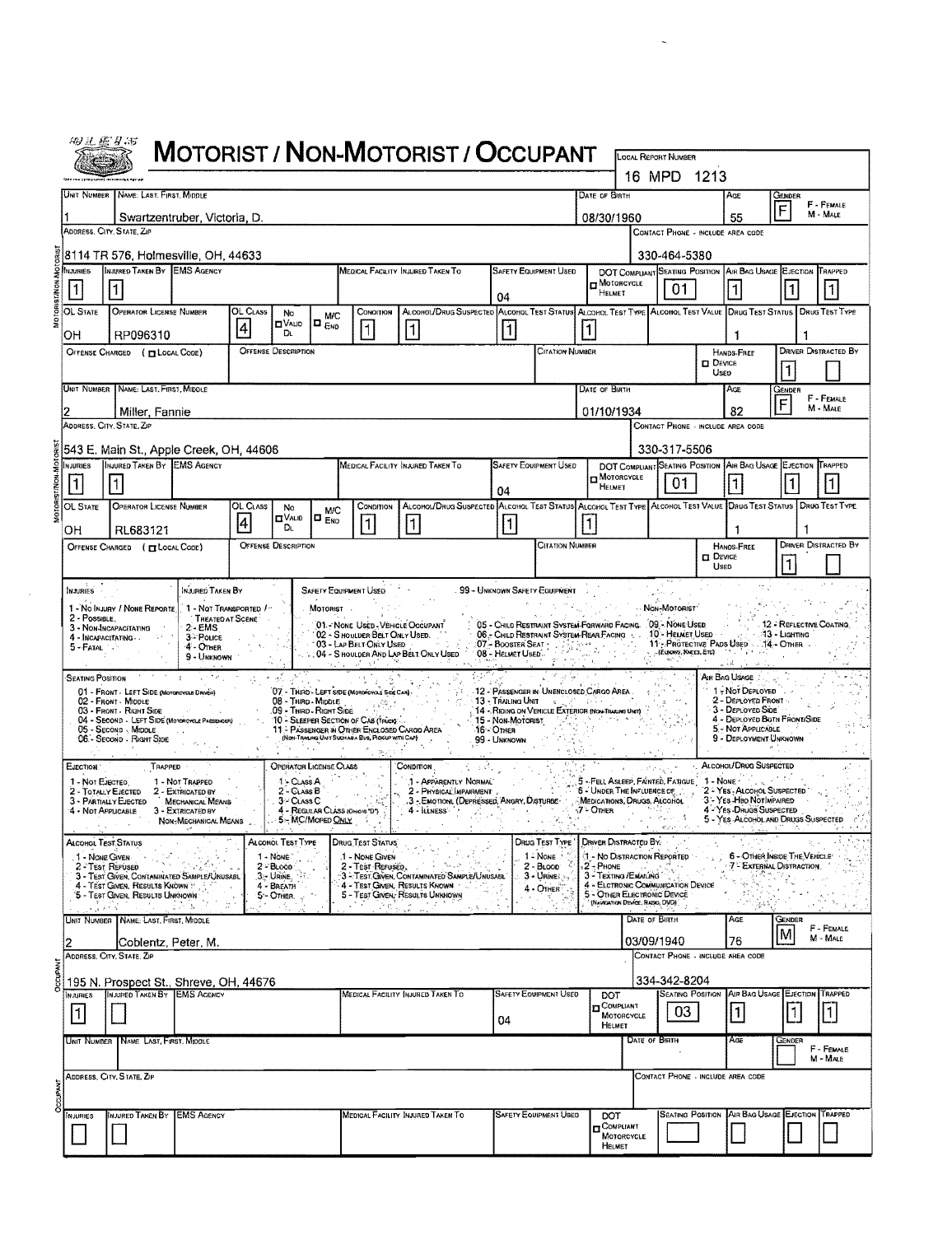# MOTORIST / NON-MOTORIST / OCCUPANT

LOCAL REPORT NUMBER: 16 MPD 1213

## MOTORIST/NON-MOTORIST

| | | | | | | |
|---|---|---|---|---|---|---|
| UNIT NUMBER: 1 | NAME: LAST, FIRST, MIDDLE: Swartzentruber, Victoria, D. | | DATE OF BIRTH: 08/30/1960 | AGE: 55 | GENDER: F | F - FEMALE / M - MALE |
| ADDRESS, CITY, STATE, ZIP: 8114 TR 576, Holmesville, OH, 44633 | | | CONTACT PHONE - INCLUDE AREA CODE: 330-464-5380 | | | |

| INJURIES | INJURED TAKEN BY | EMS AGENCY | MEDICAL FACILITY INJURED TAKEN TO | SAFETY EQUIPMENT USED | DOT COMPLIANT MOTORCYCLE HELMET | SEATING POSITION | AIR BAG USAGE | EJECTION | TRAPPED |
|---|---|---|---|---|---|---|---|---|---|
| 1 | 1 | | | 04 | | 01 | 1 | 1 | 1 |

| OL STATE | OPERATOR LICENSE NUMBER | OL CLASS | NO VALID DL | M/C END | CONDITION | ALCOHOL/DRUG SUSPECTED | ALCOHOL TEST STATUS | ALCOHOL TEST TYPE | ALCOHOL TEST VALUE | DRUG TEST STATUS | DRUG TEST TYPE |
|---|---|---|---|---|---|---|---|---|---|---|---|
| OH | RP096310 | 4 | | | 1 | 1 | 1 | 1 | | 1 | 1 |

| OFFENSE CHARGED ( LOCAL CODE) | OFFENSE DESCRIPTION | CITATION NUMBER | HANDS-FREE DEVICE USED | DRIVER DISTRACTED BY |
|---|---|---|---|---|
| | | | | 1 |

| | | | | | | |
|---|---|---|---|---|---|---|
| UNIT NUMBER: 2 | NAME: LAST, FIRST, MIDDLE: Miller, Fannie | | DATE OF BIRTH: 01/10/1934 | AGE: 82 | GENDER: F | F - FEMALE / M - MALE |
| ADDRESS, CITY, STATE, ZIP: 543 E. Main St., Apple Creek, OH, 44606 | | | CONTACT PHONE - INCLUDE AREA CODE: 330-317-5506 | | | |

| INJURIES | INJURED TAKEN BY | EMS AGENCY | MEDICAL FACILITY INJURED TAKEN TO | SAFETY EQUIPMENT USED | DOT COMPLIANT MOTORCYCLE HELMET | SEATING POSITION | AIR BAG USAGE | EJECTION | TRAPPED |
|---|---|---|---|---|---|---|---|---|---|
| 1 | 1 | | | 04 | | 01 | 1 | 1 | 1 |

| OL STATE | OPERATOR LICENSE NUMBER | OL CLASS | NO VALID DL | M/C END | CONDITION | ALCOHOL/DRUG SUSPECTED | ALCOHOL TEST STATUS | ALCOHOL TEST TYPE | ALCOHOL TEST VALUE | DRUG TEST STATUS | DRUG TEST TYPE |
|---|---|---|---|---|---|---|---|---|---|---|---|
| OH | RL683121 | 4 | | | 1 | 1 | 1 | 1 | | 1 | 1 |

| OFFENSE CHARGED ( LOCAL CODE) | OFFENSE DESCRIPTION | CITATION NUMBER | HANDS-FREE DEVICE USED | DRIVER DISTRACTED BY |
|---|---|---|---|---|
| | | | | 1 |

## Codes

**INJURIES:** 1 - No Injury / None Reported; 2 - Possible; 3 - Non-Incapacitating; 4 - Incapacitating; 5 - Fatal

**INJURED TAKEN BY:** 1 - Not Transported / Treated at Scene; 2 - EMS; 3 - Police; 4 - Other; 9 - Unknown

**SAFETY EQUIPMENT USED:** 99 - Unknown Safety Equipment
- Motorist: 01 - None Used - Vehicle Occupant; 02 - Shoulder Belt Only Used; 03 - Lap Belt Only Used; 04 - Shoulder and Lap Belt Only Used; 05 - Child Restraint System-Forward Facing; 06 - Child Restraint System-Rear Facing; 07 - Booster Seat; 08 - Helmet Used
- Non-Motorist: 09 - None Used; 10 - Helmet Used; 11 - Protective Pads Used (Elbows, Knees, Etc); 12 - Reflective Coating; 13 - Lighting; 14 - Other

**SEATING POSITION:** 01 - Front - Left Side (Motorcycle Driver); 02 - Front - Middle; 03 - Front - Right Side; 04 - Second - Left Side (Motorcycle Passenger); 05 - Second - Middle; 06 - Second - Right Side; 07 - Third - Left Side (Motorcycle Side Car); 08 - Third - Middle; 09 - Third - Right Side; 10 - Sleeper Section of Cab (Truck); 11 - Passenger in Other Enclosed Cargo Area (Non-Trailing Unit Such as a Bus, Pickup with Cap); 12 - Passenger in Unenclosed Cargo Area; 13 - Trailing Unit; 14 - Riding on Vehicle Exterior (Non-Trailing Unit); 15 - Non-Motorist; 16 - Other; 99 - Unknown

**AIR BAG USAGE:** 1 - Not Deployed; 2 - Deployed Front; 3 - Deployed Side; 4 - Deployed Both Front/Side; 5 - Not Applicable; 9 - Deployment Unknown

**EJECTION:** 1 - Not Ejected; 2 - Totally Ejected; 3 - Partially Ejected; 4 - Not Applicable

**TRAPPED:** 1 - Not Trapped; 2 - Extricated by Mechanical Means; 3 - Extricated by Non-Mechanical Means

**OPERATOR LICENSE CLASS:** 1 - Class A; 2 - Class B; 3 - Class C; 4 - Regular Class (Ohio is "D"); 5 - MC/Moped Only

**CONDITION:** 1 - Apparently Normal; 2 - Physical Impairment; 3 - Emotional (Depressed, Angry, Disturbed); 4 - Illness; 5 - Fell Asleep, Fainted, Fatigue; 6 - Under the Influence of Medications, Drugs, Alcohol; 7 - Other

**ALCOHOL/DRUG SUSPECTED:** 1 - None; 2 - Yes - Alcohol Suspected; 3 - Yes - HBD Not Impaired; 4 - Yes - Drugs Suspected; 5 - Yes - Alcohol and Drugs Suspected

**ALCOHOL TEST STATUS:** 1 - None Given; 2 - Test Refused; 3 - Test Given, Contaminated Sample/Unusable; 4 - Test Given, Results Known; 5 - Test Given, Results Unknown

**ALCOHOL TEST TYPE:** 1 - None; 2 - Blood; 3 - Urine; 4 - Breath; 5 - Other

**DRUG TEST STATUS:** 1 - None Given; 2 - Test Refused; 3 - Test Given, Contaminated Sample/Unusable; 4 - Test Given, Results Known; 5 - Test Given, Results Unknown

**DRUG TEST TYPE:** 1 - None; 2 - Blood; 3 - Urine; 4 - Other

**DRIVER DISTRACTED BY:** 1 - No Distraction Reported; 2 - Phone; 3 - Texting / Emailing; 4 - Electronic Communication Device; 5 - Other Electronic Device (Navigation Device, Radio, DVD); 6 - Other Inside The Vehicle; 7 - External Distraction

## OCCUPANT

| | | | | | | |
|---|---|---|---|---|---|---|
| UNIT NUMBER: 2 | NAME: LAST, FIRST, MIDDLE: Coblentz, Peter, M. | | DATE OF BIRTH: 03/09/1940 | AGE: 76 | GENDER: M | F - FEMALE / M - MALE |
| ADDRESS, CITY, STATE, ZIP: 195 N. Prospect St., Shreve, OH, 44676 | | | CONTACT PHONE - INCLUDE AREA CODE: 334-342-8204 | | | |

| INJURIES | INJURED TAKEN BY | EMS AGENCY | MEDICAL FACILITY INJURED TAKEN TO | SAFETY EQUIPMENT USED | DOT COMPLIANT MOTORCYCLE HELMET | SEATING POSITION | AIR BAG USAGE | EJECTION | TRAPPED |
|---|---|---|---|---|---|---|---|---|---|
| 1 | | | | 04 | | 03 | 1 | 1 | 1 |

| | | | | | | |
|---|---|---|---|---|---|---|
| UNIT NUMBER: | NAME: LAST, FIRST, MIDDLE: | | DATE OF BIRTH: | AGE: | GENDER: | F - FEMALE / M - MALE |
| ADDRESS, CITY, STATE, ZIP: | | | CONTACT PHONE - INCLUDE AREA CODE: | | | |

| INJURIES | INJURED TAKEN BY | EMS AGENCY | MEDICAL FACILITY INJURED TAKEN TO | SAFETY EQUIPMENT USED | DOT COMPLIANT MOTORCYCLE HELMET | SEATING POSITION | AIR BAG USAGE | EJECTION | TRAPPED |
|---|---|---|---|---|---|---|---|---|---|
| | | | | | | | | | |